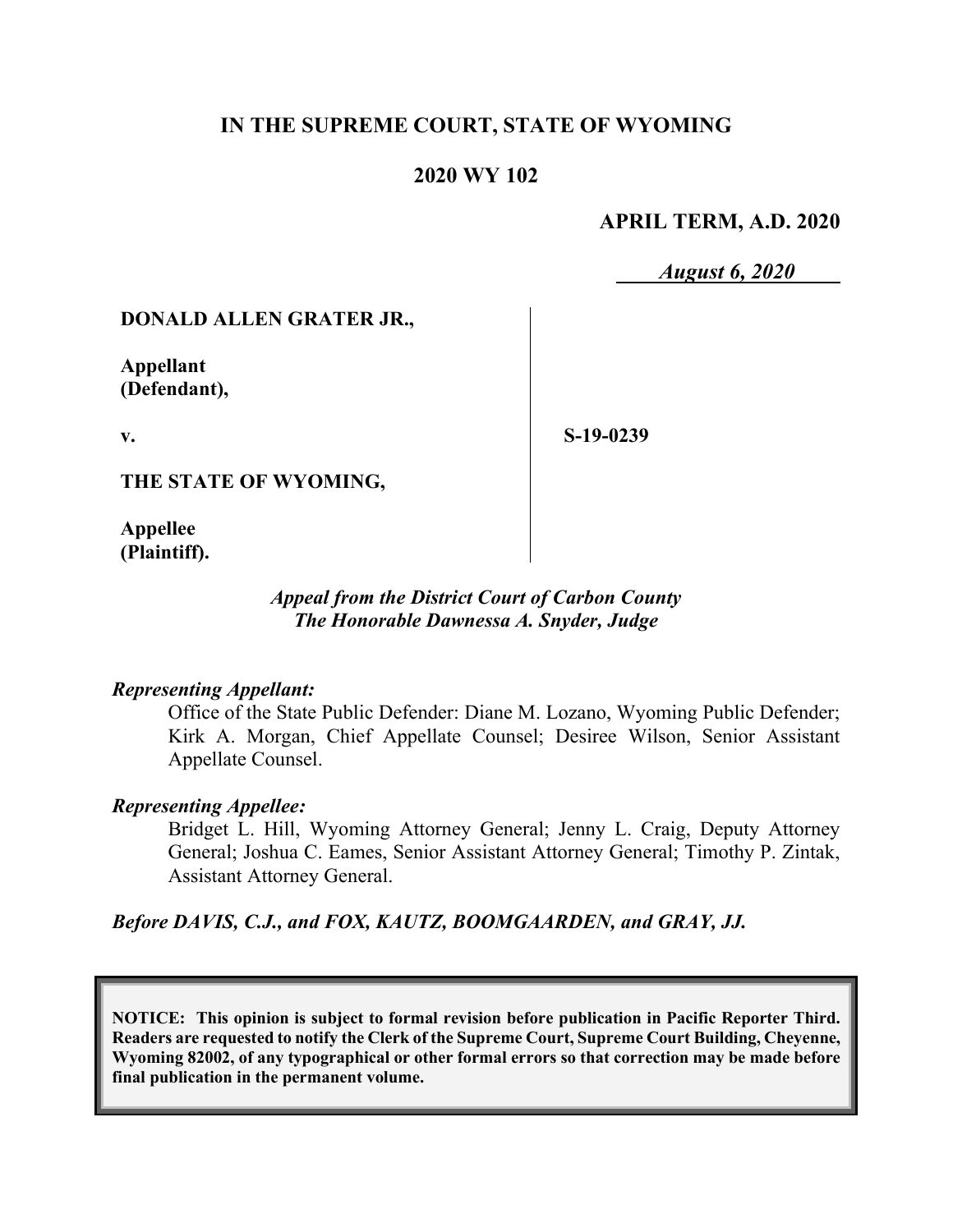# IN THE SUPREME COURT, STATE OF WYOMING

## 2020 WY 102

**APRIL TERM, A.D. 2020**

***August 6, 2020***

**DONALD ALLEN GRATER JR.,**

**Appellant (Defendant),**

**v.**

**THE STATE OF WYOMING,**

**Appellee (Plaintiff).**

**S-19-0239**

***Appeal from the District Court of Carbon County***
***The Honorable Dawnessa A. Snyder, Judge***

***Representing Appellant:***

Office of the State Public Defender: Diane M. Lozano, Wyoming Public Defender; Kirk A. Morgan, Chief Appellate Counsel; Desiree Wilson, Senior Assistant Appellate Counsel.

***Representing Appellee:***

Bridget L. Hill, Wyoming Attorney General; Jenny L. Craig, Deputy Attorney General; Joshua C. Eames, Senior Assistant Attorney General; Timothy P. Zintak, Assistant Attorney General.

***Before DAVIS, C.J., and FOX, KAUTZ, BOOMGAARDEN, and GRAY, JJ.***

**NOTICE: This opinion is subject to formal revision before publication in Pacific Reporter Third. Readers are requested to notify the Clerk of the Supreme Court, Supreme Court Building, Cheyenne, Wyoming 82002, of any typographical or other formal errors so that correction may be made before final publication in the permanent volume.**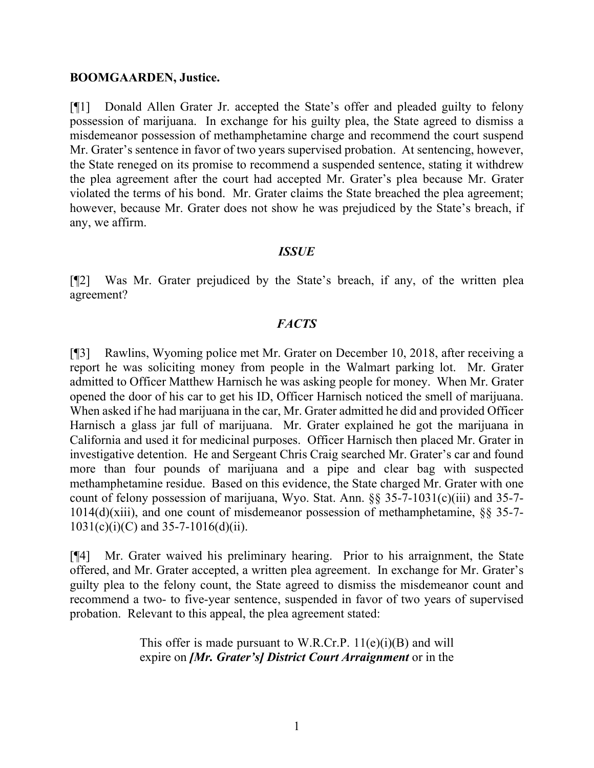**BOOMGAARDEN, Justice.**

[¶1] Donald Allen Grater Jr. accepted the State's offer and pleaded guilty to felony possession of marijuana. In exchange for his guilty plea, the State agreed to dismiss a misdemeanor possession of methamphetamine charge and recommend the court suspend Mr. Grater's sentence in favor of two years supervised probation. At sentencing, however, the State reneged on its promise to recommend a suspended sentence, stating it withdrew the plea agreement after the court had accepted Mr. Grater's plea because Mr. Grater violated the terms of his bond. Mr. Grater claims the State breached the plea agreement; however, because Mr. Grater does not show he was prejudiced by the State's breach, if any, we affirm.

## *ISSUE*

[¶2] Was Mr. Grater prejudiced by the State's breach, if any, of the written plea agreement?

## *FACTS*

[¶3] Rawlins, Wyoming police met Mr. Grater on December 10, 2018, after receiving a report he was soliciting money from people in the Walmart parking lot. Mr. Grater admitted to Officer Matthew Harnisch he was asking people for money. When Mr. Grater opened the door of his car to get his ID, Officer Harnisch noticed the smell of marijuana. When asked if he had marijuana in the car, Mr. Grater admitted he did and provided Officer Harnisch a glass jar full of marijuana. Mr. Grater explained he got the marijuana in California and used it for medicinal purposes. Officer Harnisch then placed Mr. Grater in investigative detention. He and Sergeant Chris Craig searched Mr. Grater's car and found more than four pounds of marijuana and a pipe and clear bag with suspected methamphetamine residue. Based on this evidence, the State charged Mr. Grater with one count of felony possession of marijuana, Wyo. Stat. Ann. §§ 35-7-1031(c)(iii) and 35-7-1014(d)(xiii), and one count of misdemeanor possession of methamphetamine, §§ 35-7-1031(c)(i)(C) and 35-7-1016(d)(ii).

[¶4] Mr. Grater waived his preliminary hearing. Prior to his arraignment, the State offered, and Mr. Grater accepted, a written plea agreement. In exchange for Mr. Grater's guilty plea to the felony count, the State agreed to dismiss the misdemeanor count and recommend a two- to five-year sentence, suspended in favor of two years of supervised probation. Relevant to this appeal, the plea agreement stated:

> This offer is made pursuant to W.R.Cr.P. 11(e)(i)(B) and will expire on ***[Mr. Grater's] District Court Arraignment*** or in the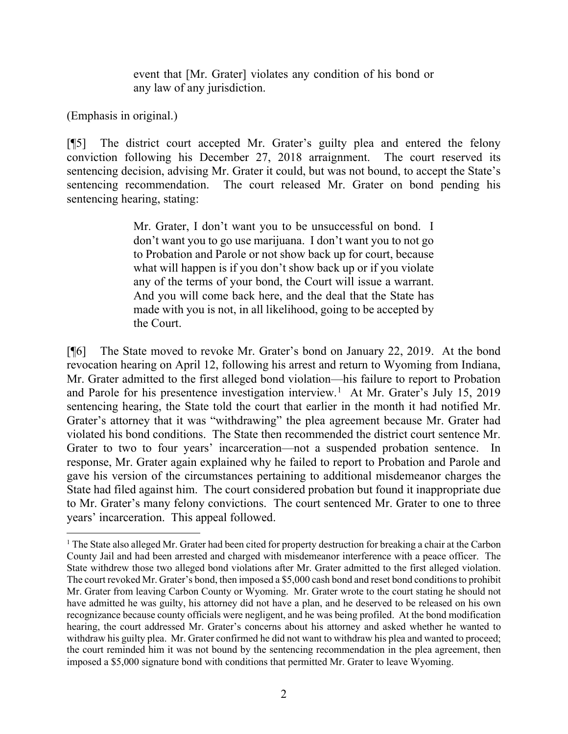> event that [Mr. Grater] violates any condition of his bond or any law of any jurisdiction.

(Emphasis in original.)

[¶5] The district court accepted Mr. Grater's guilty plea and entered the felony conviction following his December 27, 2018 arraignment. The court reserved its sentencing decision, advising Mr. Grater it could, but was not bound, to accept the State's sentencing recommendation. The court released Mr. Grater on bond pending his sentencing hearing, stating:

> Mr. Grater, I don't want you to be unsuccessful on bond. I don't want you to go use marijuana. I don't want you to not go to Probation and Parole or not show back up for court, because what will happen is if you don't show back up or if you violate any of the terms of your bond, the Court will issue a warrant. And you will come back here, and the deal that the State has made with you is not, in all likelihood, going to be accepted by the Court.

[¶6] The State moved to revoke Mr. Grater's bond on January 22, 2019. At the bond revocation hearing on April 12, following his arrest and return to Wyoming from Indiana, Mr. Grater admitted to the first alleged bond violation—his failure to report to Probation and Parole for his presentence investigation interview.[1] At Mr. Grater's July 15, 2019 sentencing hearing, the State told the court that earlier in the month it had notified Mr. Grater's attorney that it was "withdrawing" the plea agreement because Mr. Grater had violated his bond conditions. The State then recommended the district court sentence Mr. Grater to two to four years' incarceration—not a suspended probation sentence. In response, Mr. Grater again explained why he failed to report to Probation and Parole and gave his version of the circumstances pertaining to additional misdemeanor charges the State had filed against him. The court considered probation but found it inappropriate due to Mr. Grater's many felony convictions. The court sentenced Mr. Grater to one to three years' incarceration. This appeal followed.

---

[1] The State also alleged Mr. Grater had been cited for property destruction for breaking a chair at the Carbon County Jail and had been arrested and charged with misdemeanor interference with a peace officer. The State withdrew those two alleged bond violations after Mr. Grater admitted to the first alleged violation. The court revoked Mr. Grater's bond, then imposed a $5,000 cash bond and reset bond conditions to prohibit Mr. Grater from leaving Carbon County or Wyoming. Mr. Grater wrote to the court stating he should not have admitted he was guilty, his attorney did not have a plan, and he deserved to be released on his own recognizance because county officials were negligent, and he was being profiled. At the bond modification hearing, the court addressed Mr. Grater's concerns about his attorney and asked whether he wanted to withdraw his guilty plea. Mr. Grater confirmed he did not want to withdraw his plea and wanted to proceed; the court reminded him it was not bound by the sentencing recommendation in the plea agreement, then imposed a $5,000 signature bond with conditions that permitted Mr. Grater to leave Wyoming.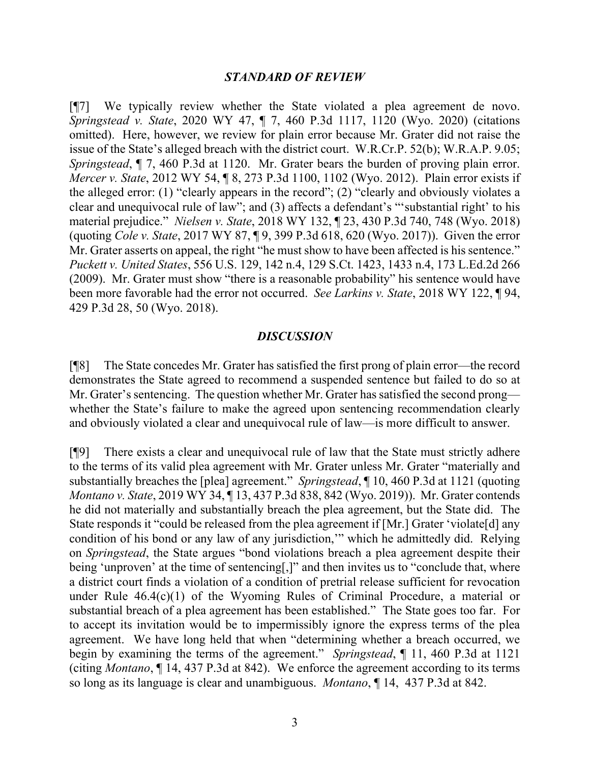### *STANDARD OF REVIEW*

[¶7] We typically review whether the State violated a plea agreement de novo. *Springstead v. State*, 2020 WY 47, ¶ 7, 460 P.3d 1117, 1120 (Wyo. 2020) (citations omitted). Here, however, we review for plain error because Mr. Grater did not raise the issue of the State's alleged breach with the district court. W.R.Cr.P. 52(b); W.R.A.P. 9.05; *Springstead*, ¶ 7, 460 P.3d at 1120. Mr. Grater bears the burden of proving plain error. *Mercer v. State*, 2012 WY 54, ¶ 8, 273 P.3d 1100, 1102 (Wyo. 2012). Plain error exists if the alleged error: (1) "clearly appears in the record"; (2) "clearly and obviously violates a clear and unequivocal rule of law"; and (3) affects a defendant's "'substantial right' to his material prejudice." *Nielsen v. State*, 2018 WY 132, ¶ 23, 430 P.3d 740, 748 (Wyo. 2018) (quoting *Cole v. State*, 2017 WY 87, ¶ 9, 399 P.3d 618, 620 (Wyo. 2017)). Given the error Mr. Grater asserts on appeal, the right "he must show to have been affected is his sentence." *Puckett v. United States*, 556 U.S. 129, 142 n.4, 129 S.Ct. 1423, 1433 n.4, 173 L.Ed.2d 266 (2009). Mr. Grater must show "there is a reasonable probability" his sentence would have been more favorable had the error not occurred. *See Larkins v. State*, 2018 WY 122, ¶ 94, 429 P.3d 28, 50 (Wyo. 2018).

### *DISCUSSION*

[¶8] The State concedes Mr. Grater has satisfied the first prong of plain error—the record demonstrates the State agreed to recommend a suspended sentence but failed to do so at Mr. Grater's sentencing. The question whether Mr. Grater has satisfied the second prong—whether the State's failure to make the agreed upon sentencing recommendation clearly and obviously violated a clear and unequivocal rule of law—is more difficult to answer.

[¶9] There exists a clear and unequivocal rule of law that the State must strictly adhere to the terms of its valid plea agreement with Mr. Grater unless Mr. Grater "materially and substantially breaches the [plea] agreement." *Springstead*, ¶ 10, 460 P.3d at 1121 (quoting *Montano v. State*, 2019 WY 34, ¶ 13, 437 P.3d 838, 842 (Wyo. 2019)). Mr. Grater contends he did not materially and substantially breach the plea agreement, but the State did. The State responds it "could be released from the plea agreement if [Mr.] Grater 'violate[d] any condition of his bond or any law of any jurisdiction,'" which he admittedly did. Relying on *Springstead*, the State argues "bond violations breach a plea agreement despite their being 'unproven' at the time of sentencing[,]" and then invites us to "conclude that, where a district court finds a violation of a condition of pretrial release sufficient for revocation under Rule 46.4(c)(1) of the Wyoming Rules of Criminal Procedure, a material or substantial breach of a plea agreement has been established." The State goes too far. For to accept its invitation would be to impermissibly ignore the express terms of the plea agreement. We have long held that when "determining whether a breach occurred, we begin by examining the terms of the agreement." *Springstead*, ¶ 11, 460 P.3d at 1121 (citing *Montano*, ¶ 14, 437 P.3d at 842). We enforce the agreement according to its terms so long as its language is clear and unambiguous. *Montano*, ¶ 14, 437 P.3d at 842.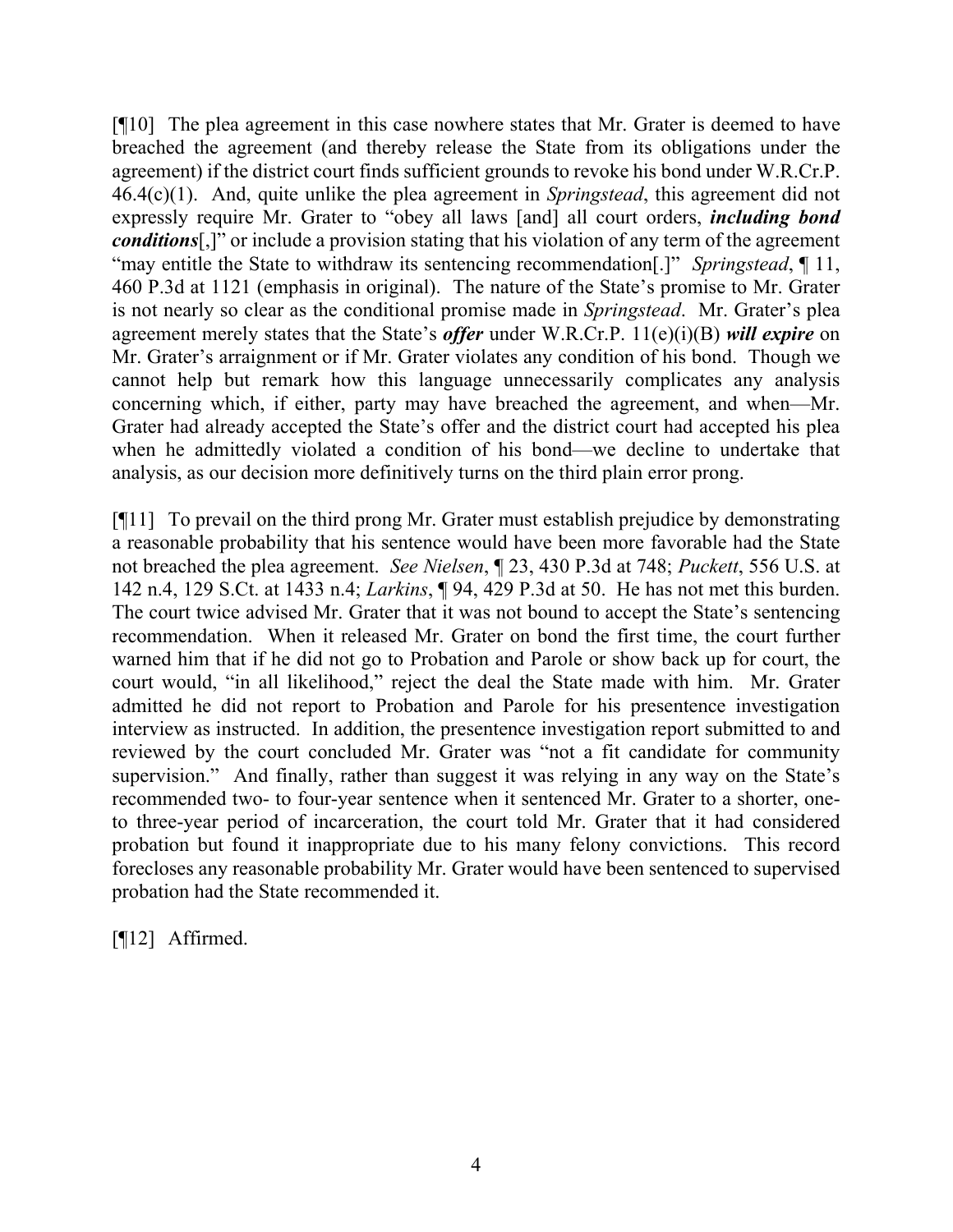[¶10] The plea agreement in this case nowhere states that Mr. Grater is deemed to have breached the agreement (and thereby release the State from its obligations under the agreement) if the district court finds sufficient grounds to revoke his bond under W.R.Cr.P. 46.4(c)(1). And, quite unlike the plea agreement in *Springstead*, this agreement did not expressly require Mr. Grater to "obey all laws [and] all court orders, ***including bond conditions***[,]" or include a provision stating that his violation of any term of the agreement "may entitle the State to withdraw its sentencing recommendation[.]" *Springstead*, ¶ 11, 460 P.3d at 1121 (emphasis in original). The nature of the State's promise to Mr. Grater is not nearly so clear as the conditional promise made in *Springstead*. Mr. Grater's plea agreement merely states that the State's ***offer*** under W.R.Cr.P. 11(e)(i)(B) ***will expire*** on Mr. Grater's arraignment or if Mr. Grater violates any condition of his bond. Though we cannot help but remark how this language unnecessarily complicates any analysis concerning which, if either, party may have breached the agreement, and when—Mr. Grater had already accepted the State's offer and the district court had accepted his plea when he admittedly violated a condition of his bond—we decline to undertake that analysis, as our decision more definitively turns on the third plain error prong.

[¶11] To prevail on the third prong Mr. Grater must establish prejudice by demonstrating a reasonable probability that his sentence would have been more favorable had the State not breached the plea agreement. *See Nielsen*, ¶ 23, 430 P.3d at 748; *Puckett*, 556 U.S. at 142 n.4, 129 S.Ct. at 1433 n.4; *Larkins*, ¶ 94, 429 P.3d at 50. He has not met this burden. The court twice advised Mr. Grater that it was not bound to accept the State's sentencing recommendation. When it released Mr. Grater on bond the first time, the court further warned him that if he did not go to Probation and Parole or show back up for court, the court would, "in all likelihood," reject the deal the State made with him. Mr. Grater admitted he did not report to Probation and Parole for his presentence investigation interview as instructed. In addition, the presentence investigation report submitted to and reviewed by the court concluded Mr. Grater was "not a fit candidate for community supervision." And finally, rather than suggest it was relying in any way on the State's recommended two- to four-year sentence when it sentenced Mr. Grater to a shorter, one- to three-year period of incarceration, the court told Mr. Grater that it had considered probation but found it inappropriate due to his many felony convictions. This record forecloses any reasonable probability Mr. Grater would have been sentenced to supervised probation had the State recommended it.

[¶12] Affirmed.